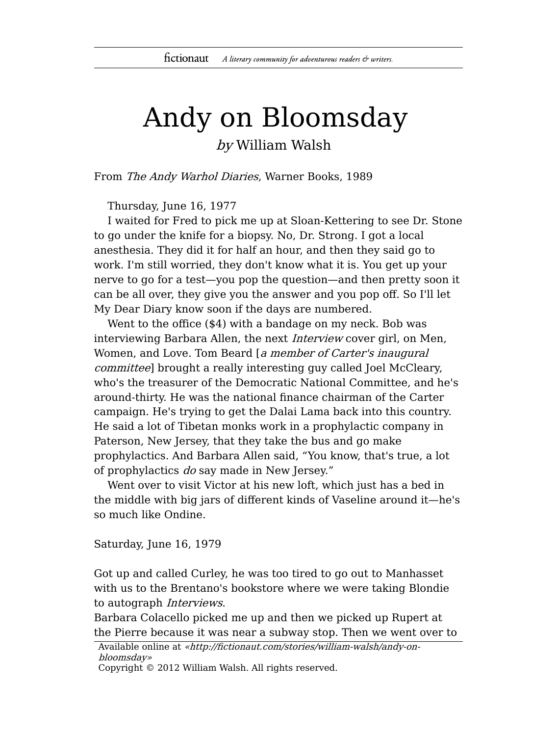# Andy on Bloomsday

*by* William Walsh

From *The Andy Warhol Diaries*, Warner Books, 1989

Thursday, June 16, 1977

I waited for Fred to pick me up at Sloan-Kettering to see Dr. Stone to go under the knife for a biopsy. No, Dr. Strong. I got a local anesthesia. They did it for half an hour, and then they said go to work. I'm still worried, they don't know what it is. You get up your nerve to go for a test—you pop the question—and then pretty soon it can be all over, they give you the answer and you pop off. So I'll let My Dear Diary know soon if the days are numbered.

Went to the office ($4) with a bandage on my neck. Bob was interviewing Barbara Allen, the next *Interview* cover girl, on Men, Women, and Love. Tom Beard [*a member of Carter's inaugural committee*] brought a really interesting guy called Joel McCleary, who's the treasurer of the Democratic National Committee, and he's around-thirty. He was the national finance chairman of the Carter campaign. He's trying to get the Dalai Lama back into this country. He said a lot of Tibetan monks work in a prophylactic company in Paterson, New Jersey, that they take the bus and go make prophylactics. And Barbara Allen said, "You know, that's true, a lot of prophylactics *do* say made in New Jersey."

Went over to visit Victor at his new loft, which just has a bed in the middle with big jars of different kinds of Vaseline around it—he's so much like Ondine.

Saturday, June 16, 1979

Got up and called Curley, he was too tired to go out to Manhasset with us to the Brentano's bookstore where we were taking Blondie to autograph *Interviews*.

Barbara Colacello picked me up and then we picked up Rupert at the Pierre because it was near a subway stop. Then we went over to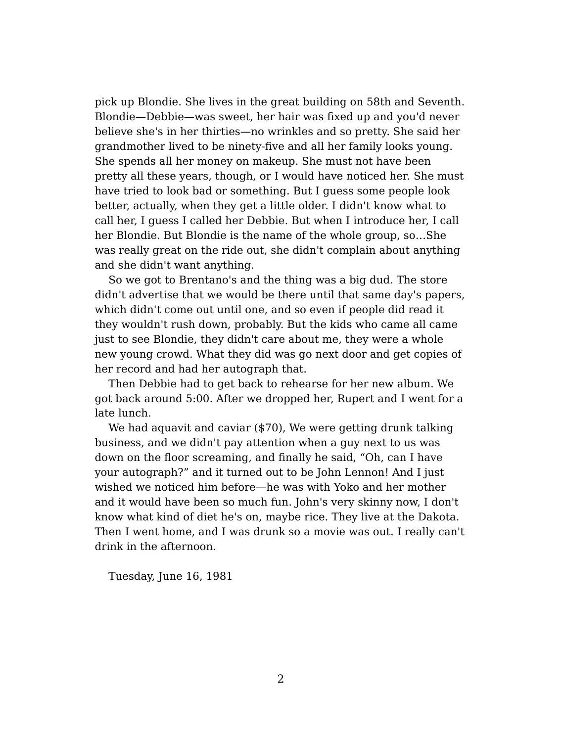pick up Blondie. She lives in the great building on 58th and Seventh. Blondie—Debbie—was sweet, her hair was fixed up and you'd never believe she's in her thirties—no wrinkles and so pretty. She said her grandmother lived to be ninety-five and all her family looks young. She spends all her money on makeup. She must not have been pretty all these years, though, or I would have noticed her. She must have tried to look bad or something. But I guess some people look better, actually, when they get a little older. I didn't know what to call her, I guess I called her Debbie. But when I introduce her, I call her Blondie. But Blondie is the name of the whole group, so…She was really great on the ride out, she didn't complain about anything and she didn't want anything.

So we got to Brentano's and the thing was a big dud. The store didn't advertise that we would be there until that same day's papers, which didn't come out until one, and so even if people did read it they wouldn't rush down, probably. But the kids who came all came just to see Blondie, they didn't care about me, they were a whole new young crowd. What they did was go next door and get copies of her record and had her autograph that.

Then Debbie had to get back to rehearse for her new album. We got back around 5:00. After we dropped her, Rupert and I went for a late lunch.

We had aquavit and caviar ($70), We were getting drunk talking business, and we didn't pay attention when a guy next to us was down on the floor screaming, and finally he said, “Oh, can I have your autograph?” and it turned out to be John Lennon! And I just wished we noticed him before—he was with Yoko and her mother and it would have been so much fun. John's very skinny now, I don't know what kind of diet he's on, maybe rice. They live at the Dakota. Then I went home, and I was drunk so a movie was out. I really can't drink in the afternoon.

Tuesday, June 16, 1981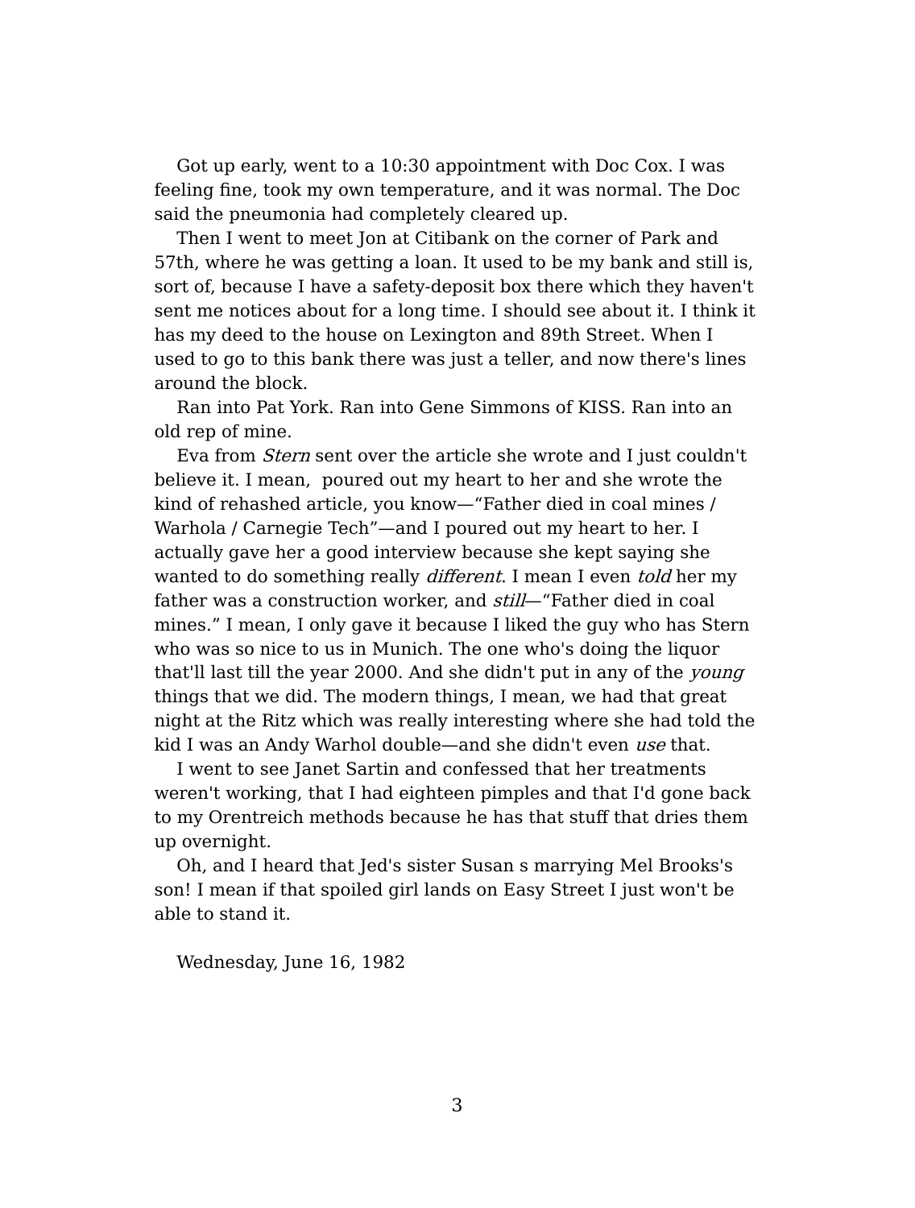Got up early, went to a 10:30 appointment with Doc Cox. I was feeling fine, took my own temperature, and it was normal. The Doc said the pneumonia had completely cleared up.

Then I went to meet Jon at Citibank on the corner of Park and 57th, where he was getting a loan. It used to be my bank and still is, sort of, because I have a safety-deposit box there which they haven't sent me notices about for a long time. I should see about it. I think it has my deed to the house on Lexington and 89th Street. When I used to go to this bank there was just a teller, and now there's lines around the block.

Ran into Pat York. Ran into Gene Simmons of KISS. Ran into an old rep of mine.

Eva from *Stern* sent over the article she wrote and I just couldn't believe it. I mean,  poured out my heart to her and she wrote the kind of rehashed article, you know—“Father died in coal mines / Warhola / Carnegie Tech”—and I poured out my heart to her. I actually gave her a good interview because she kept saying she wanted to do something really *different*. I mean I even *told* her my father was a construction worker, and *still*—“Father died in coal mines.” I mean, I only gave it because I liked the guy who has Stern who was so nice to us in Munich. The one who's doing the liquor that'll last till the year 2000. And she didn't put in any of the *young* things that we did. The modern things, I mean, we had that great night at the Ritz which was really interesting where she had told the kid I was an Andy Warhol double—and she didn't even *use* that.

I went to see Janet Sartin and confessed that her treatments weren't working, that I had eighteen pimples and that I'd gone back to my Orentreich methods because he has that stuff that dries them up overnight.

Oh, and I heard that Jed's sister Susan s marrying Mel Brooks's son! I mean if that spoiled girl lands on Easy Street I just won't be able to stand it.

Wednesday, June 16, 1982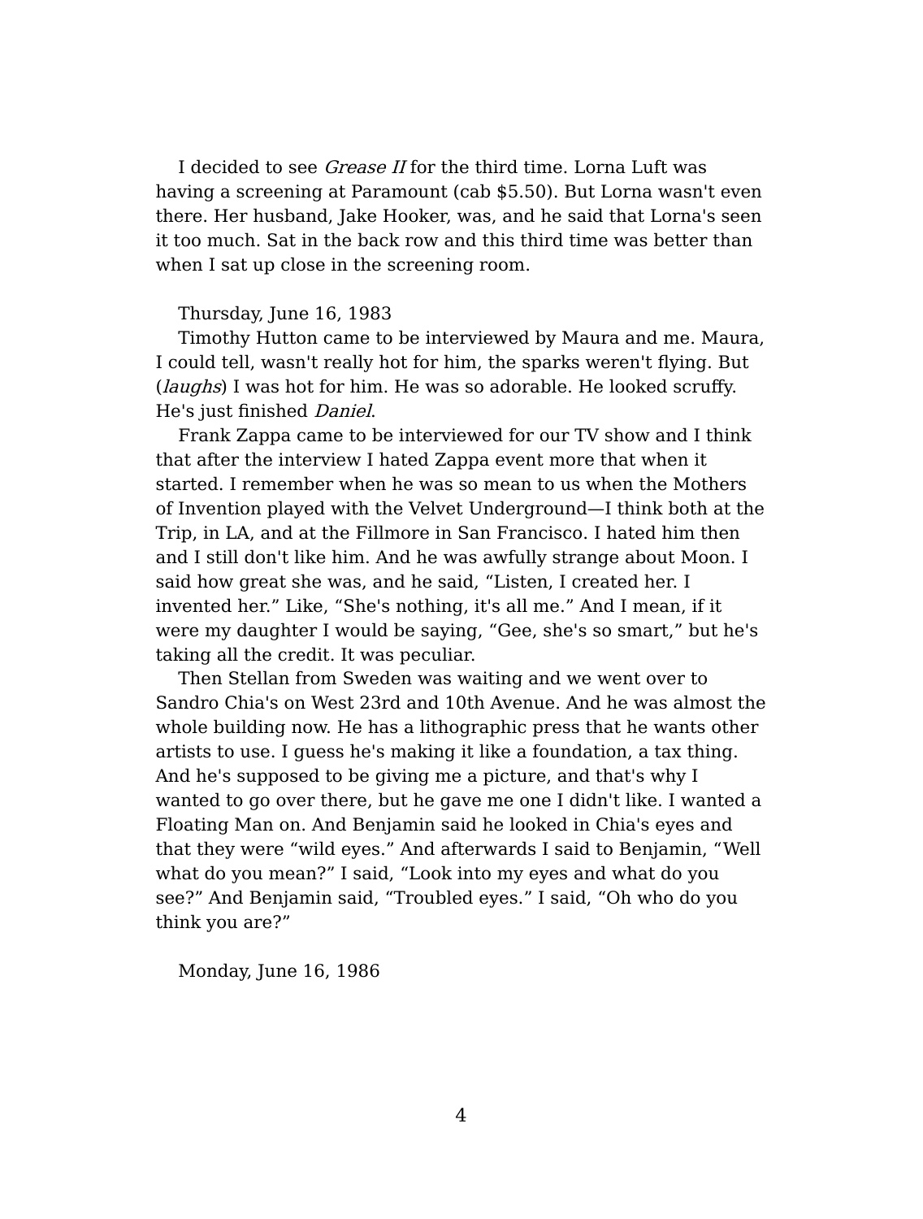I decided to see *Grease II* for the third time. Lorna Luft was having a screening at Paramount (cab $5.50). But Lorna wasn't even there. Her husband, Jake Hooker, was, and he said that Lorna's seen it too much. Sat in the back row and this third time was better than when I sat up close in the screening room.

Thursday, June 16, 1983

Timothy Hutton came to be interviewed by Maura and me. Maura, I could tell, wasn't really hot for him, the sparks weren't flying. But (*laughs*) I was hot for him. He was so adorable. He looked scruffy. He's just finished *Daniel*.

Frank Zappa came to be interviewed for our TV show and I think that after the interview I hated Zappa event more that when it started. I remember when he was so mean to us when the Mothers of Invention played with the Velvet Underground—I think both at the Trip, in LA, and at the Fillmore in San Francisco. I hated him then and I still don't like him. And he was awfully strange about Moon. I said how great she was, and he said, “Listen, I created her. I invented her.” Like, “She's nothing, it's all me.” And I mean, if it were my daughter I would be saying, “Gee, she's so smart,” but he's taking all the credit. It was peculiar.

Then Stellan from Sweden was waiting and we went over to Sandro Chia's on West 23rd and 10th Avenue. And he was almost the whole building now. He has a lithographic press that he wants other artists to use. I guess he's making it like a foundation, a tax thing. And he's supposed to be giving me a picture, and that's why I wanted to go over there, but he gave me one I didn't like. I wanted a Floating Man on. And Benjamin said he looked in Chia's eyes and that they were “wild eyes.” And afterwards I said to Benjamin, “Well what do you mean?” I said, “Look into my eyes and what do you see?” And Benjamin said, “Troubled eyes.” I said, “Oh who do you think you are?”

Monday, June 16, 1986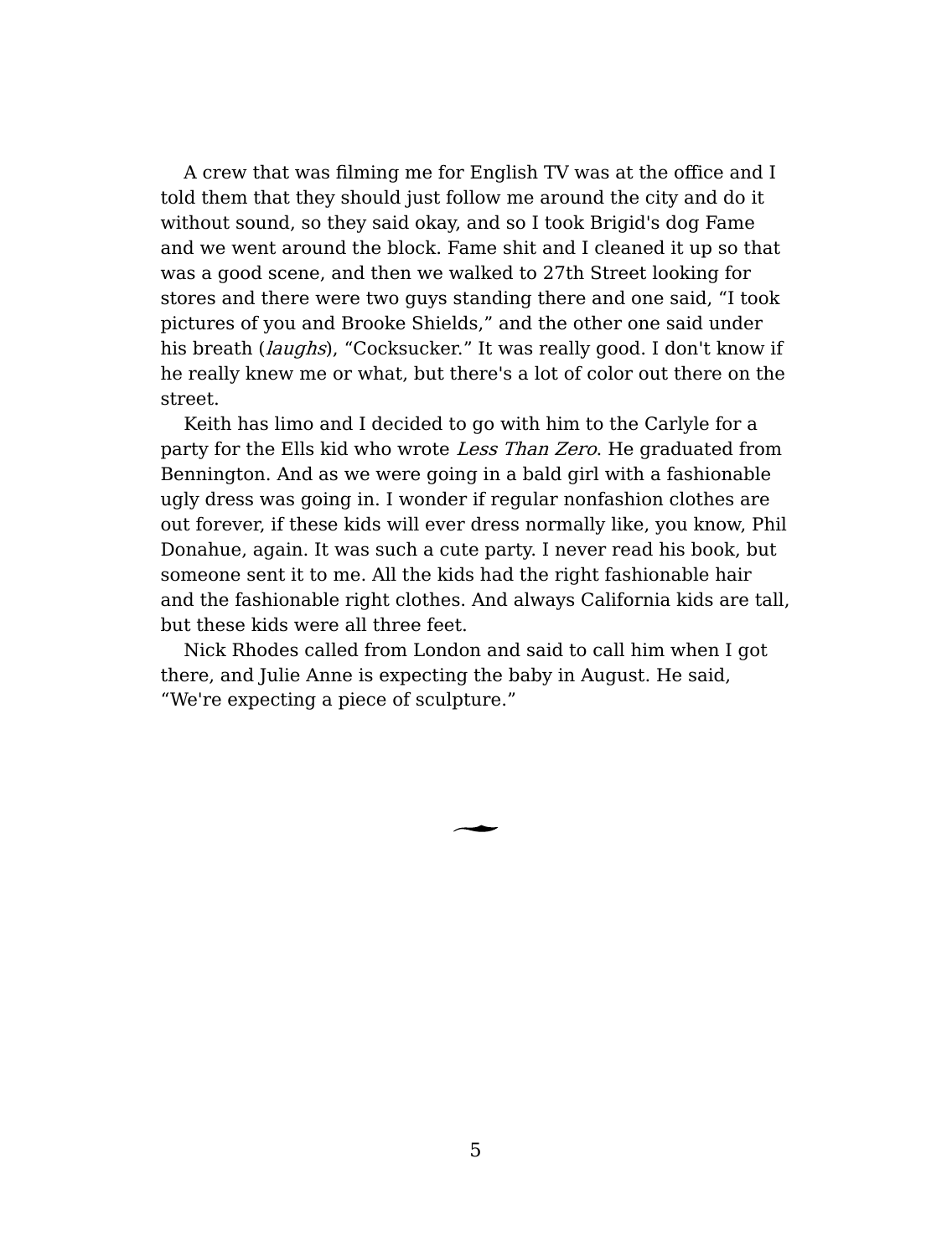A crew that was filming me for English TV was at the office and I told them that they should just follow me around the city and do it without sound, so they said okay, and so I took Brigid's dog Fame and we went around the block. Fame shit and I cleaned it up so that was a good scene, and then we walked to 27th Street looking for stores and there were two guys standing there and one said, “I took pictures of you and Brooke Shields,” and the other one said under his breath (*laughs*), “Cocksucker.” It was really good. I don't know if he really knew me or what, but there's a lot of color out there on the street.

Keith has limo and I decided to go with him to the Carlyle for a party for the Ells kid who wrote *Less Than Zero*. He graduated from Bennington. And as we were going in a bald girl with a fashionable ugly dress was going in. I wonder if regular nonfashion clothes are out forever, if these kids will ever dress normally like, you know, Phil Donahue, again. It was such a cute party. I never read his book, but someone sent it to me. All the kids had the right fashionable hair and the fashionable right clothes. And always California kids are tall, but these kids were all three feet.

Nick Rhodes called from London and said to call him when I got there, and Julie Anne is expecting the baby in August. He said, “We're expecting a piece of sculpture.”